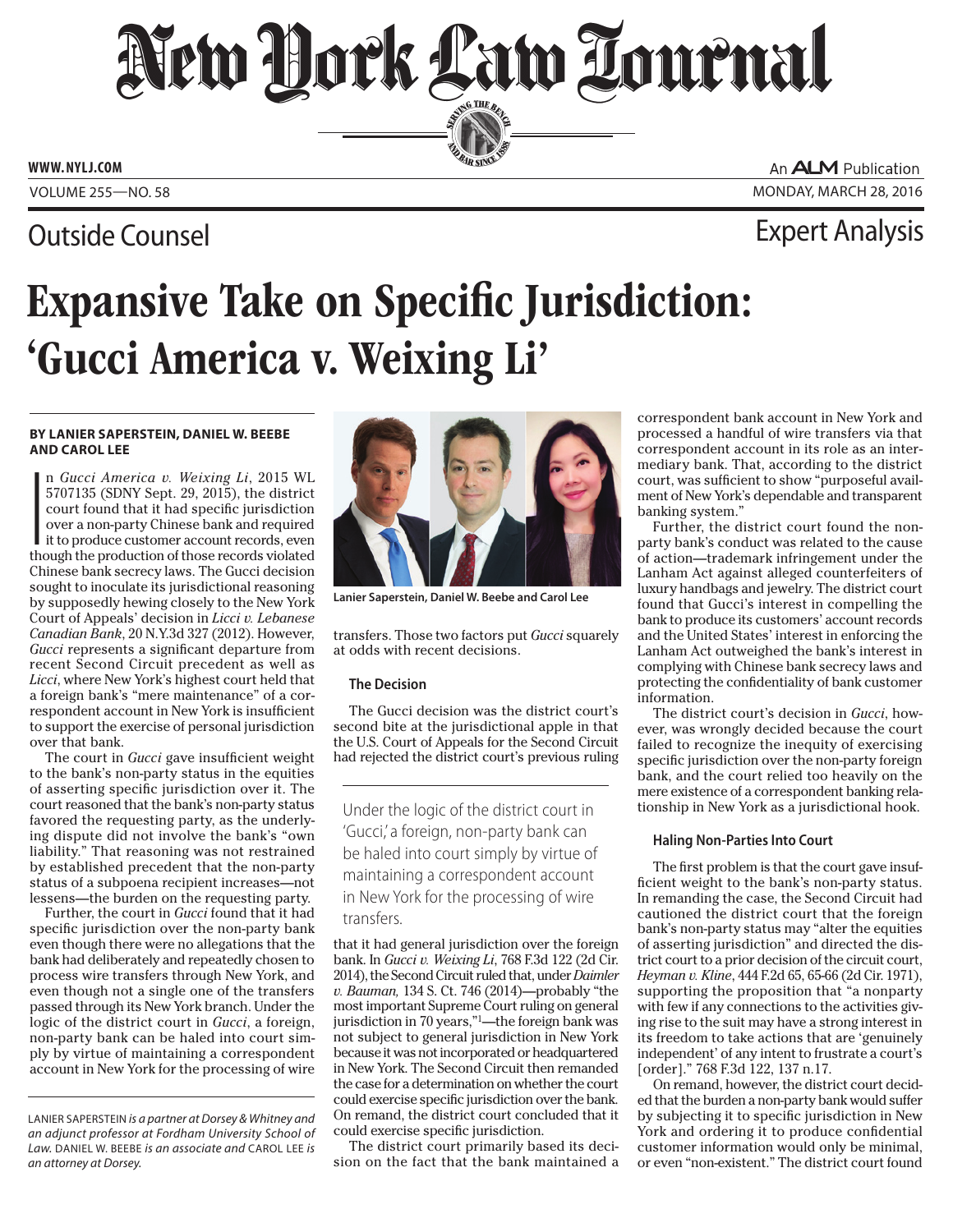# New York Law Journal

Outside Counsel — Expert Analysis

# Expansive Take on Specific Jurisdiction: 'Gucci America v. Weixing Li'

**BY LANIER SAPERSTEIN, DANIEL W. BEEBE AND CAROL LEE**

In *Gucci America v. Weixing Li*, 2015 WL 5707135 (SDNY Sept. 29, 2015), the district court found that it had specific jurisdiction over a non-party Chinese bank and required it to produce customer account records, even though the production of those records violated Chinese bank secrecy laws. The Gucci decision sought to inoculate its jurisdictional reasoning by supposedly hewing closely to the New York Court of Appeals' decision in *Licci v. Lebanese Canadian Bank*, 20 N.Y.3d 327 (2012). However, *Gucci* represents a significant departure from recent Second Circuit precedent as well as *Licci*, where New York's highest court held that a foreign bank's "mere maintenance" of a correspondent account in New York is insufficient to support the exercise of personal jurisdiction over that bank.

The court in *Gucci* gave insufficient weight to the bank's non-party status in the equities of asserting specific jurisdiction over it. The court reasoned that the bank's non-party status favored the requesting party, as the underlying dispute did not involve the bank's "own liability." That reasoning was not restrained by established precedent that the non-party status of a subpoena recipient increases—not lessens—the burden on the requesting party.

Further, the court in *Gucci* found that it had specific jurisdiction over the non-party bank even though there were no allegations that the bank had deliberately and repeatedly chosen to process wire transfers through New York, and even though not a single one of the transfers passed through its New York branch. Under the logic of the district court in *Gucci*, a foreign, non-party bank can be haled into court simply by virtue of maintaining a correspondent account in New York for the processing of wire transfers. Those two factors put *Gucci* squarely at odds with recent decisions.

Lanier Saperstein, Daniel W. Beebe and Carol Lee

> Under the logic of the district court in 'Gucci,' a foreign, non-party bank can be haled into court simply by virtue of maintaining a correspondent account in New York for the processing of wire transfers.

### The Decision

The Gucci decision was the district court's second bite at the jurisdictional apple in that the U.S. Court of Appeals for the Second Circuit had rejected the district court's previous ruling that it had general jurisdiction over the foreign bank. In *Gucci v. Weixing Li*, 768 F.3d 122 (2d Cir. 2014), the Second Circuit ruled that, under *Daimler v. Bauman,* 134 S. Ct. 746 (2014)—probably "the most important Supreme Court ruling on general jurisdiction in 70 years,"[1]—the foreign bank was not subject to general jurisdiction in New York because it was not incorporated or headquartered in New York. The Second Circuit then remanded the case for a determination on whether the court could exercise specific jurisdiction over the bank. On remand, the district court concluded that it could exercise specific jurisdiction.

The district court primarily based its decision on the fact that the bank maintained a correspondent bank account in New York and processed a handful of wire transfers via that correspondent account in its role as an intermediary bank. That, according to the district court, was sufficient to show "purposeful availment of New York's dependable and transparent banking system."

Further, the district court found the non-party bank's conduct was related to the cause of action—trademark infringement under the Lanham Act against alleged counterfeiters of luxury handbags and jewelry. The district court found that Gucci's interest in compelling the bank to produce its customers' account records and the United States' interest in enforcing the Lanham Act outweighed the bank's interest in complying with Chinese bank secrecy laws and protecting the confidentiality of bank customer information.

The district court's decision in *Gucci*, however, was wrongly decided because the court failed to recognize the inequity of exercising specific jurisdiction over the non-party foreign bank, and the court relied too heavily on the mere existence of a correspondent banking relationship in New York as a jurisdictional hook.

### Haling Non-Parties Into Court

The first problem is that the court gave insufficient weight to the bank's non-party status. In remanding the case, the Second Circuit had cautioned the district court that the foreign bank's non-party status may "alter the equities of asserting jurisdiction" and directed the district court to a prior decision of the circuit court, *Heyman v. Kline*, 444 F.2d 65, 65-66 (2d Cir. 1971), supporting the proposition that "a nonparty with few if any connections to the activities giving rise to the suit may have a strong interest in its freedom to take actions that are 'genuinely independent' of any intent to frustrate a court's [order]." 768 F.3d 122, 137 n.17.

On remand, however, the district court decided that the burden a non-party bank would suffer by subjecting it to specific jurisdiction in New York and ordering it to produce confidential customer information would only be minimal, or even "non-existent." The district court found

---

LANIER SAPERSTEIN *is a partner at Dorsey & Whitney and an adjunct professor at Fordham University School of Law.* DANIEL W. BEEBE *is an associate and* CAROL LEE *is an attorney at Dorsey.*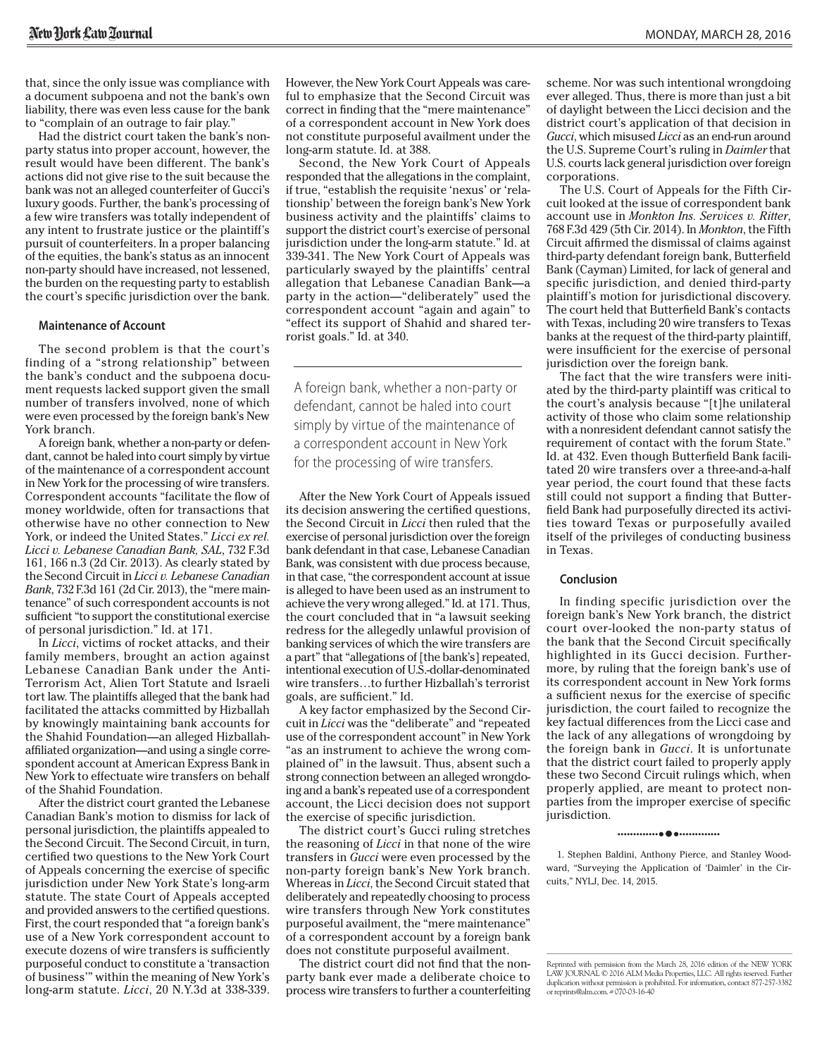that, since the only issue was compliance with a document subpoena and not the bank's own liability, there was even less cause for the bank to "complain of an outrage to fair play."

Had the district court taken the bank's non-party status into proper account, however, the result would have been different. The bank's actions did not give rise to the suit because the bank was not an alleged counterfeiter of Gucci's luxury goods. Further, the bank's processing of a few wire transfers was totally independent of any intent to frustrate justice or the plaintiff's pursuit of counterfeiters. In a proper balancing of the equities, the bank's status as an innocent non-party should have increased, not lessened, the burden on the requesting party to establish the court's specific jurisdiction over the bank.

### Maintenance of Account

The second problem is that the court's finding of a "strong relationship" between the bank's conduct and the subpoena document requests lacked support given the small number of transfers involved, none of which were even processed by the foreign bank's New York branch.

A foreign bank, whether a non-party or defendant, cannot be haled into court simply by virtue of the maintenance of a correspondent account in New York for the processing of wire transfers. Correspondent accounts "facilitate the flow of money worldwide, often for transactions that otherwise have no other connection to New York, or indeed the United States." *Licci ex rel. Licci v. Lebanese Canadian Bank, SAL*, 732 F.3d 161, 166 n.3 (2d Cir. 2013). As clearly stated by the Second Circuit in *Licci v. Lebanese Canadian Bank*, 732 F.3d 161 (2d Cir. 2013), the "mere maintenance" of such correspondent accounts is not sufficient "to support the constitutional exercise of personal jurisdiction." Id. at 171.

In *Licci*, victims of rocket attacks, and their family members, brought an action against Lebanese Canadian Bank under the Anti-Terrorism Act, Alien Tort Statute and Israeli tort law. The plaintiffs alleged that the bank had facilitated the attacks committed by Hizballah by knowingly maintaining bank accounts for the Shahid Foundation—an alleged Hizballah-affiliated organization—and using a single correspondent account at American Express Bank in New York to effectuate wire transfers on behalf of the Shahid Foundation.

After the district court granted the Lebanese Canadian Bank's motion to dismiss for lack of personal jurisdiction, the plaintiffs appealed to the Second Circuit. The Second Circuit, in turn, certified two questions to the New York Court of Appeals concerning the exercise of specific jurisdiction under New York State's long-arm statute. The state Court of Appeals accepted and provided answers to the certified questions. First, the court responded that "a foreign bank's use of a New York correspondent account to execute dozens of wire transfers is sufficiently purposeful conduct to constitute a 'transaction of business'" within the meaning of New York's long-arm statute. *Licci*, 20 N.Y.3d at 338-339. However, the New York Court Appeals was careful to emphasize that the Second Circuit was correct in finding that the "mere maintenance" of a correspondent account in New York does not constitute purposeful availment under the long-arm statute. Id. at 388.

Second, the New York Court of Appeals responded that the allegations in the complaint, if true, "establish the requisite 'nexus' or 'relationship' between the foreign bank's New York business activity and the plaintiffs' claims to support the district court's exercise of personal jurisdiction under the long-arm statute." Id. at 339-341. The New York Court of Appeals was particularly swayed by the plaintiffs' central allegation that Lebanese Canadian Bank—a party in the action—"deliberately" used the correspondent account "again and again" to "effect its support of Shahid and shared terrorist goals." Id. at 340.

> A foreign bank, whether a non-party or defendant, cannot be haled into court simply by virtue of the maintenance of a correspondent account in New York for the processing of wire transfers.

After the New York Court of Appeals issued its decision answering the certified questions, the Second Circuit in *Licci* then ruled that the exercise of personal jurisdiction over the foreign bank defendant in that case, Lebanese Canadian Bank, was consistent with due process because, in that case, "the correspondent account at issue is alleged to have been used as an instrument to achieve the very wrong alleged." Id. at 171. Thus, the court concluded that in "a lawsuit seeking redress for the allegedly unlawful provision of banking services of which the wire transfers are a part" that "allegations of [the bank's] repeated, intentional execution of U.S.-dollar-denominated wire transfers…to further Hizballah's terrorist goals, are sufficient." Id.

A key factor emphasized by the Second Circuit in *Licci* was the "deliberate" and "repeated use of the correspondent account" in New York "as an instrument to achieve the wrong complained of" in the lawsuit. Thus, absent such a strong connection between an alleged wrongdoing and a bank's repeated use of a correspondent account, the Licci decision does not support the exercise of specific jurisdiction.

The district court's Gucci ruling stretches the reasoning of *Licci* in that none of the wire transfers in *Gucci* were even processed by the non-party foreign bank's New York branch. Whereas in *Licci*, the Second Circuit stated that deliberately and repeatedly choosing to process wire transfers through New York constitutes purposeful availment, the "mere maintenance" of a correspondent account by a foreign bank does not constitute purposeful availment.

The district court did not find that the non-party bank ever made a deliberate choice to process wire transfers to further a counterfeiting scheme. Nor was such intentional wrongdoing ever alleged. Thus, there is more than just a bit of daylight between the Licci decision and the district court's application of that decision in *Gucci*, which misused *Licci* as an end-run around the U.S. Supreme Court's ruling in *Daimler* that U.S. courts lack general jurisdiction over foreign corporations.

The U.S. Court of Appeals for the Fifth Circuit looked at the issue of correspondent bank account use in *Monkton Ins. Services v. Ritter*, 768 F.3d 429 (5th Cir. 2014). In *Monkton*, the Fifth Circuit affirmed the dismissal of claims against third-party defendant foreign bank, Butterfield Bank (Cayman) Limited, for lack of general and specific jurisdiction, and denied third-party plaintiff's motion for jurisdictional discovery. The court held that Butterfield Bank's contacts with Texas, including 20 wire transfers to Texas banks at the request of the third-party plaintiff, were insufficient for the exercise of personal jurisdiction over the foreign bank.

The fact that the wire transfers were initiated by the third-party plaintiff was critical to the court's analysis because "[t]he unilateral activity of those who claim some relationship with a nonresident defendant cannot satisfy the requirement of contact with the forum State." Id. at 432. Even though Butterfield Bank facilitated 20 wire transfers over a three-and-a-half year period, the court found that these facts still could not support a finding that Butterfield Bank had purposefully directed its activities toward Texas or purposefully availed itself of the privileges of conducting business in Texas.

### Conclusion

In finding specific jurisdiction over the foreign bank's New York branch, the district court over-looked the non-party status of the bank that the Second Circuit specifically highlighted in its Gucci decision. Furthermore, by ruling that the foreign bank's use of its correspondent account in New York forms a sufficient nexus for the exercise of specific jurisdiction, the court failed to recognize the key factual differences from the Licci case and the lack of any allegations of wrongdoing by the foreign bank in *Gucci*. It is unfortunate that the district court failed to properly apply these two Second Circuit rulings which, when properly applied, are meant to protect non-parties from the improper exercise of specific jurisdiction.

1. Stephen Baldini, Anthony Pierce, and Stanley Woodward, "Surveying the Application of 'Daimler' in the Circuits," NYLJ, Dec. 14, 2015.

Reprinted with permission from the March 28, 2016 edition of the NEW YORK LAW JOURNAL © 2016 ALM Media Properties, LLC. All rights reserved. Further duplication without permission is prohibited. For information, contact 877-257-3382 or reprints@alm.com. # 070-03-16-40